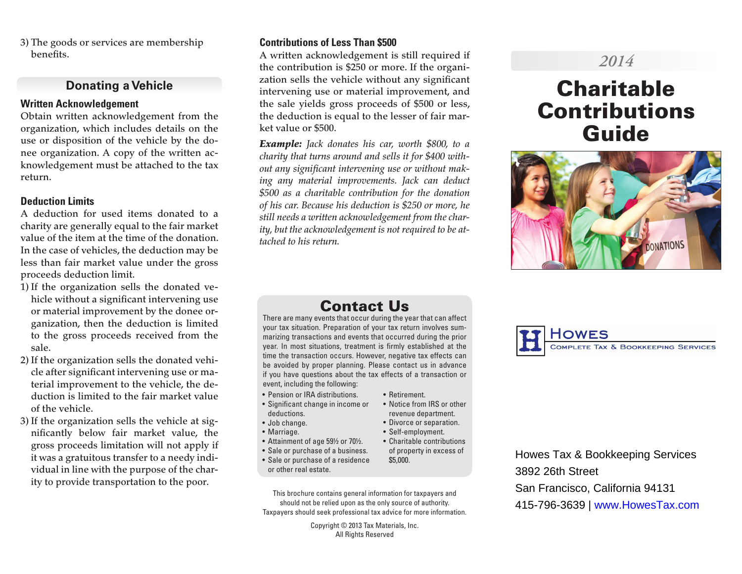3) The goods or services are membership benefits.

## Donating a Vehicle

### Written Acknowledgement

Obtain written acknowledgement from the organization, which includes details on the use or disposition of the vehicle by the donee organization. A copy of the written acknowledgement must be attached to the tax return.

### Deduction Limits

A deduction for used items donated to a charity are generally equal to the fair market value of the item at the time of the donation. In the case of vehicles, the deduction may be less than fair market value under the gross proceeds deduction limit.

1) If the organization sells the donated vehicle without a significant intervening use or material improvement by the donee organization, then the deduction is limited to the gross proceeds received from the sale.
2) If the organization sells the donated vehicle after significant intervening use or material improvement to the vehicle, the deduction is limited to the fair market value of the vehicle.
3) If the organization sells the vehicle at significantly below fair market value, the gross proceeds limitation will not apply if it was a gratuitous transfer to a needy individual in line with the purpose of the charity to provide transportation to the poor.

### Contributions of Less Than $500

A written acknowledgement is still required if the contribution is $250 or more. If the organization sells the vehicle without any significant intervening use or material improvement, and the sale yields gross proceeds of $500 or less, the deduction is equal to the lesser of fair market value or $500.

***Example:*** *Jack donates his car, worth $800, to a charity that turns around and sells it for $400 without any significant intervening use or without making any material improvements. Jack can deduct $500 as a charitable contribution for the donation of his car. Because his deduction is $250 or more, he still needs a written acknowledgement from the charity, but the acknowledgement is not required to be attached to his return.*

## Contact Us

There are many events that occur during the year that can affect your tax situation. Preparation of your tax return involves summarizing transactions and events that occurred during the prior year. In most situations, treatment is firmly established at the time the transaction occurs. However, negative tax effects can be avoided by proper planning. Please contact us in advance if you have questions about the tax effects of a transaction or event, including the following:

- Pension or IRA distributions.
- Significant change in income or deductions.
- Job change.
- Marriage.
- Attainment of age 59½ or 70½.
- Sale or purchase of a business.
- Sale or purchase of a residence or other real estate.
- Retirement.
- Notice from IRS or other revenue department.
- Divorce or separation.
- Self-employment.
- Charitable contributions of property in excess of $5,000.

This brochure contains general information for taxpayers and should not be relied upon as the only source of authority. Taxpayers should seek professional tax advice for more information.

Copyright © 2013 Tax Materials, Inc.
All Rights Reserved

*2014*

# Charitable Contributions Guide

Howes
Complete Tax & Bookkeeping Services

Howes Tax & Bookkeeping Services
3892 26th Street
San Francisco, California 94131
415-796-3639 | www.HowesTax.com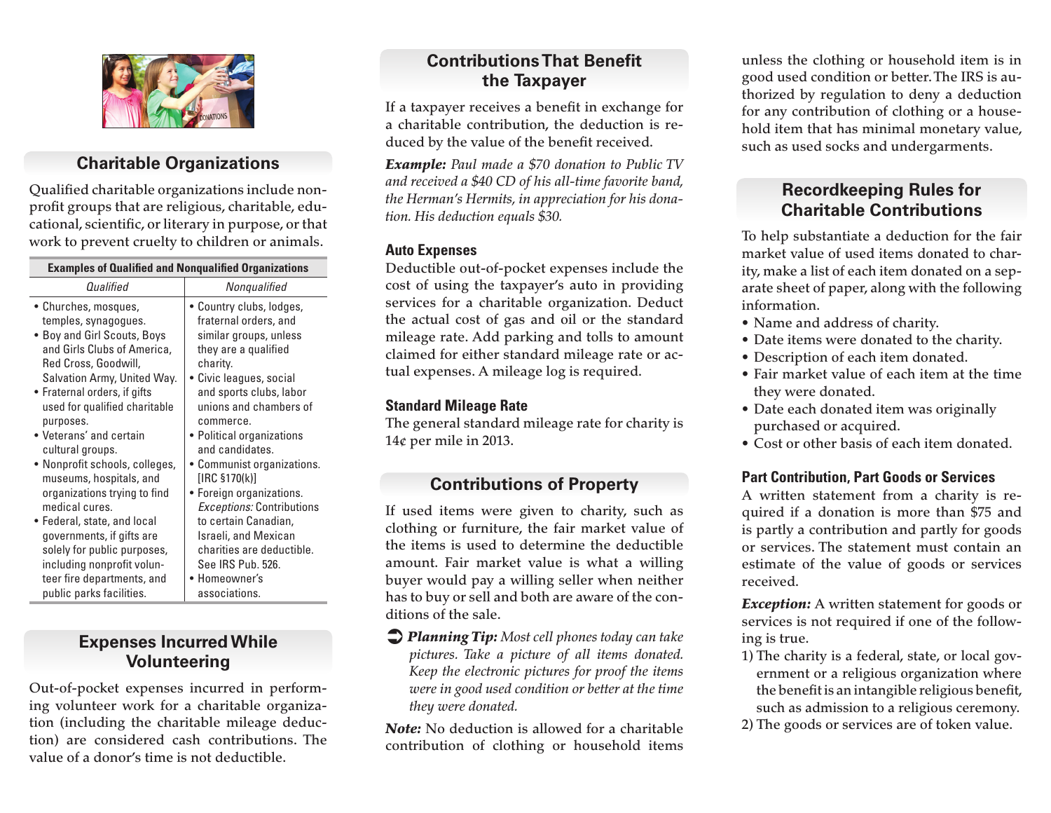## Charitable Organizations

Qualified charitable organizations include nonprofit groups that are religious, charitable, educational, scientific, or literary in purpose, or that work to prevent cruelty to children or animals.

**Examples of Qualified and Nonqualified Organizations**

| *Qualified* | *Nonqualified* |
|---|---|
| • Churches, mosques, temples, synagogues.<br>• Boy and Girl Scouts, Boys and Girls Clubs of America, Red Cross, Goodwill, Salvation Army, United Way.<br>• Fraternal orders, if gifts used for qualified charitable purposes.<br>• Veterans' and certain cultural groups.<br>• Nonprofit schools, colleges, museums, hospitals, and organizations trying to find medical cures.<br>• Federal, state, and local governments, if gifts are solely for public purposes, including nonprofit volunteer fire departments, and public parks facilities. | • Country clubs, lodges, fraternal orders, and similar groups, unless they are a qualified charity.<br>• Civic leagues, social and sports clubs, labor unions and chambers of commerce.<br>• Political organizations and candidates.<br>• Communist organizations. [IRC §170(k)]<br>• Foreign organizations. *Exceptions:* Contributions to certain Canadian, Israeli, and Mexican charities are deductible. See IRS Pub. 526.<br>• Homeowner's associations. |

## Expenses Incurred While Volunteering

Out-of-pocket expenses incurred in performing volunteer work for a charitable organization (including the charitable mileage deduction) are considered cash contributions. The value of a donor's time is not deductible.

## Contributions That Benefit the Taxpayer

If a taxpayer receives a benefit in exchange for a charitable contribution, the deduction is reduced by the value of the benefit received.

***Example:*** *Paul made a $70 donation to Public TV and received a $40 CD of his all-time favorite band, the Herman's Hermits, in appreciation for his donation. His deduction equals $30.*

### Auto Expenses

Deductible out-of-pocket expenses include the cost of using the taxpayer's auto in providing services for a charitable organization. Deduct the actual cost of gas and oil or the standard mileage rate. Add parking and tolls to amount claimed for either standard mileage rate or actual expenses. A mileage log is required.

### Standard Mileage Rate

The general standard mileage rate for charity is 14¢ per mile in 2013.

## Contributions of Property

If used items were given to charity, such as clothing or furniture, the fair market value of the items is used to determine the deductible amount. Fair market value is what a willing buyer would pay a willing seller when neither has to buy or sell and both are aware of the conditions of the sale.

➲ ***Planning Tip:*** *Most cell phones today can take pictures. Take a picture of all items donated. Keep the electronic pictures for proof the items were in good used condition or better at the time they were donated.*

***Note:*** No deduction is allowed for a charitable contribution of clothing or household items unless the clothing or household item is in good used condition or better. The IRS is authorized by regulation to deny a deduction for any contribution of clothing or a household item that has minimal monetary value, such as used socks and undergarments.

## Recordkeeping Rules for Charitable Contributions

To help substantiate a deduction for the fair market value of used items donated to charity, make a list of each item donated on a separate sheet of paper, along with the following information.

- Name and address of charity.
- Date items were donated to the charity.
- Description of each item donated.
- Fair market value of each item at the time they were donated.
- Date each donated item was originally purchased or acquired.
- Cost or other basis of each item donated.

### Part Contribution, Part Goods or Services

A written statement from a charity is required if a donation is more than $75 and is partly a contribution and partly for goods or services. The statement must contain an estimate of the value of goods or services received.

***Exception:*** A written statement for goods or services is not required if one of the following is true.

1) The charity is a federal, state, or local government or a religious organization where the benefit is an intangible religious benefit, such as admission to a religious ceremony.
2) The goods or services are of token value.